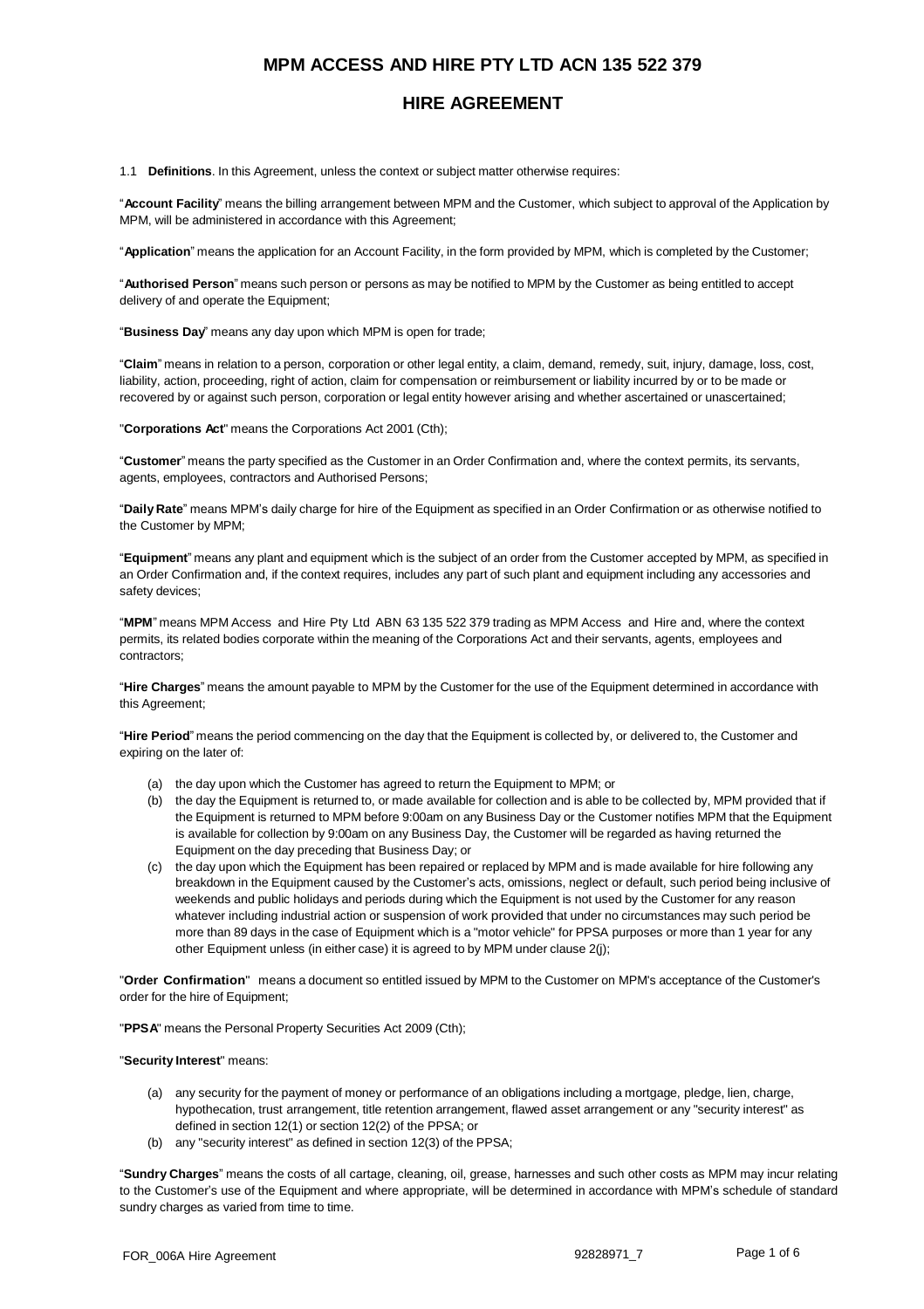# MPM ACCESS AND HIRE PTY LTD ACN 135 522 379

## HIRE AGREEMENT

1.1 **Definitions**. In this Agreement, unless the context or subject matter otherwise requires:

"**Account Facility**" means the billing arrangement between MPM and the Customer, which subject to approval of the Application by MPM, will be administered in accordance with this Agreement;

"**Application**" means the application for an Account Facility, in the form provided by MPM, which is completed by the Customer;

"**Authorised Person**" means such person or persons as may be notified to MPM by the Customer as being entitled to accept delivery of and operate the Equipment;

"**Business Day**" means any day upon which MPM is open for trade;

"**Claim**" means in relation to a person, corporation or other legal entity, a claim, demand, remedy, suit, injury, damage, loss, cost, liability, action, proceeding, right of action, claim for compensation or reimbursement or liability incurred by or to be made or recovered by or against such person, corporation or legal entity however arising and whether ascertained or unascertained;

"**Corporations Act**" means the Corporations Act 2001 (Cth);

"**Customer**" means the party specified as the Customer in an Order Confirmation and, where the context permits, its servants, agents, employees, contractors and Authorised Persons;

"**Daily Rate**" means MPM's daily charge for hire of the Equipment as specified in an Order Confirmation or as otherwise notified to the Customer by MPM;

"**Equipment**" means any plant and equipment which is the subject of an order from the Customer accepted by MPM, as specified in an Order Confirmation and, if the context requires, includes any part of such plant and equipment including any accessories and safety devices;

"**MPM**" means MPM Access and Hire Pty Ltd ABN 63 135 522 379 trading as MPM Access and Hire and, where the context permits, its related bodies corporate within the meaning of the Corporations Act and their servants, agents, employees and contractors;

"**Hire Charges**" means the amount payable to MPM by the Customer for the use of the Equipment determined in accordance with this Agreement;

"**Hire Period**" means the period commencing on the day that the Equipment is collected by, or delivered to, the Customer and expiring on the later of:

(a) the day upon which the Customer has agreed to return the Equipment to MPM; or

(b) the day the Equipment is returned to, or made available for collection and is able to be collected by, MPM provided that if the Equipment is returned to MPM before 9:00am on any Business Day or the Customer notifies MPM that the Equipment is available for collection by 9:00am on any Business Day, the Customer will be regarded as having returned the Equipment on the day preceding that Business Day; or

(c) the day upon which the Equipment has been repaired or replaced by MPM and is made available for hire following any breakdown in the Equipment caused by the Customer's acts, omissions, neglect or default, such period being inclusive of weekends and public holidays and periods during which the Equipment is not used by the Customer for any reason whatever including industrial action or suspension of work provided that under no circumstances may such period be more than 89 days in the case of Equipment which is a "motor vehicle" for PPSA purposes or more than 1 year for any other Equipment unless (in either case) it is agreed to by MPM under clause 2(j);

"**Order Confirmation**" means a document so entitled issued by MPM to the Customer on MPM's acceptance of the Customer's order for the hire of Equipment;

"**PPSA**" means the Personal Property Securities Act 2009 (Cth);

"**Security Interest**" means:

(a) any security for the payment of money or performance of an obligations including a mortgage, pledge, lien, charge, hypothecation, trust arrangement, title retention arrangement, flawed asset arrangement or any "security interest" as defined in section 12(1) or section 12(2) of the PPSA; or

(b) any "security interest" as defined in section 12(3) of the PPSA;

"**Sundry Charges**" means the costs of all cartage, cleaning, oil, grease, harnesses and such other costs as MPM may incur relating to the Customer's use of the Equipment and where appropriate, will be determined in accordance with MPM's schedule of standard sundry charges as varied from time to time.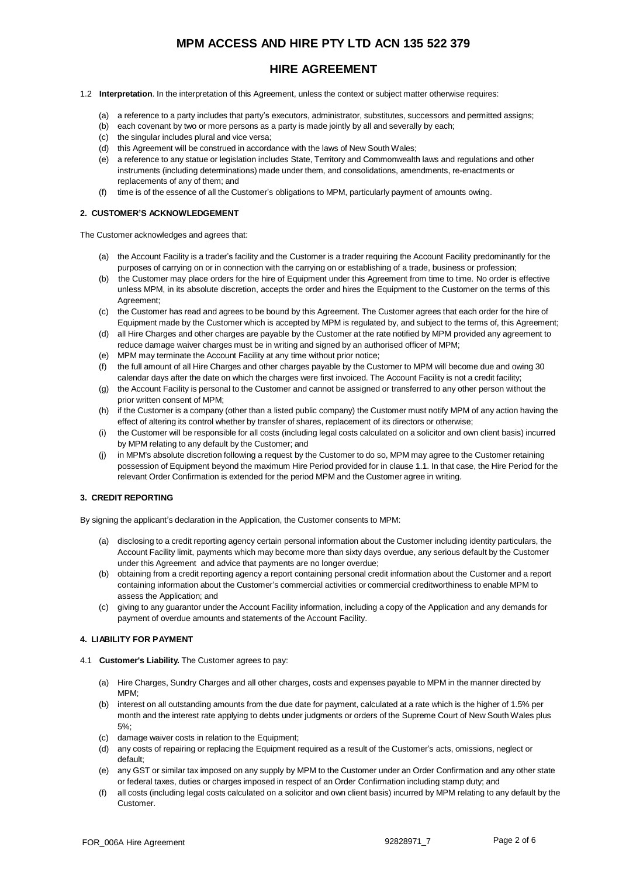# MPM ACCESS AND HIRE PTY LTD ACN 135 522 379

## HIRE AGREEMENT

1.2 **Interpretation**. In the interpretation of this Agreement, unless the context or subject matter otherwise requires:

(a) a reference to a party includes that party's executors, administrator, substitutes, successors and permitted assigns;

(b) each covenant by two or more persons as a party is made jointly by all and severally by each;

(c) the singular includes plural and vice versa;

(d) this Agreement will be construed in accordance with the laws of New South Wales;

(e) a reference to any statue or legislation includes State, Territory and Commonwealth laws and regulations and other instruments (including determinations) made under them, and consolidations, amendments, re-enactments or replacements of any of them; and

(f) time is of the essence of all the Customer's obligations to MPM, particularly payment of amounts owing.

### 2. CUSTOMER'S ACKNOWLEDGEMENT

The Customer acknowledges and agrees that:

(a) the Account Facility is a trader's facility and the Customer is a trader requiring the Account Facility predominantly for the purposes of carrying on or in connection with the carrying on or establishing of a trade, business or profession;

(b) the Customer may place orders for the hire of Equipment under this Agreement from time to time. No order is effective unless MPM, in its absolute discretion, accepts the order and hires the Equipment to the Customer on the terms of this Agreement;

(c) the Customer has read and agrees to be bound by this Agreement. The Customer agrees that each order for the hire of Equipment made by the Customer which is accepted by MPM is regulated by, and subject to the terms of, this Agreement;

(d) all Hire Charges and other charges are payable by the Customer at the rate notified by MPM provided any agreement to reduce damage waiver charges must be in writing and signed by an authorised officer of MPM;

(e) MPM may terminate the Account Facility at any time without prior notice;

(f) the full amount of all Hire Charges and other charges payable by the Customer to MPM will become due and owing 30 calendar days after the date on which the charges were first invoiced. The Account Facility is not a credit facility;

(g) the Account Facility is personal to the Customer and cannot be assigned or transferred to any other person without the prior written consent of MPM;

(h) if the Customer is a company (other than a listed public company) the Customer must notify MPM of any action having the effect of altering its control whether by transfer of shares, replacement of its directors or otherwise;

(i) the Customer will be responsible for all costs (including legal costs calculated on a solicitor and own client basis) incurred by MPM relating to any default by the Customer; and

(j) in MPM's absolute discretion following a request by the Customer to do so, MPM may agree to the Customer retaining possession of Equipment beyond the maximum Hire Period provided for in clause 1.1. In that case, the Hire Period for the relevant Order Confirmation is extended for the period MPM and the Customer agree in writing.

### 3. CREDIT REPORTING

By signing the applicant's declaration in the Application, the Customer consents to MPM:

(a) disclosing to a credit reporting agency certain personal information about the Customer including identity particulars, the Account Facility limit, payments which may become more than sixty days overdue, any serious default by the Customer under this Agreement and advice that payments are no longer overdue;

(b) obtaining from a credit reporting agency a report containing personal credit information about the Customer and a report containing information about the Customer's commercial activities or commercial creditworthiness to enable MPM to assess the Application; and

(c) giving to any guarantor under the Account Facility information, including a copy of the Application and any demands for payment of overdue amounts and statements of the Account Facility.

### 4. LIABILITY FOR PAYMENT

4.1 **Customer's Liability.** The Customer agrees to pay:

(a) Hire Charges, Sundry Charges and all other charges, costs and expenses payable to MPM in the manner directed by MPM;

(b) interest on all outstanding amounts from the due date for payment, calculated at a rate which is the higher of 1.5% per month and the interest rate applying to debts under judgments or orders of the Supreme Court of New South Wales plus 5%;

(c) damage waiver costs in relation to the Equipment;

(d) any costs of repairing or replacing the Equipment required as a result of the Customer's acts, omissions, neglect or default;

(e) any GST or similar tax imposed on any supply by MPM to the Customer under an Order Confirmation and any other state or federal taxes, duties or charges imposed in respect of an Order Confirmation including stamp duty; and

(f) all costs (including legal costs calculated on a solicitor and own client basis) incurred by MPM relating to any default by the Customer.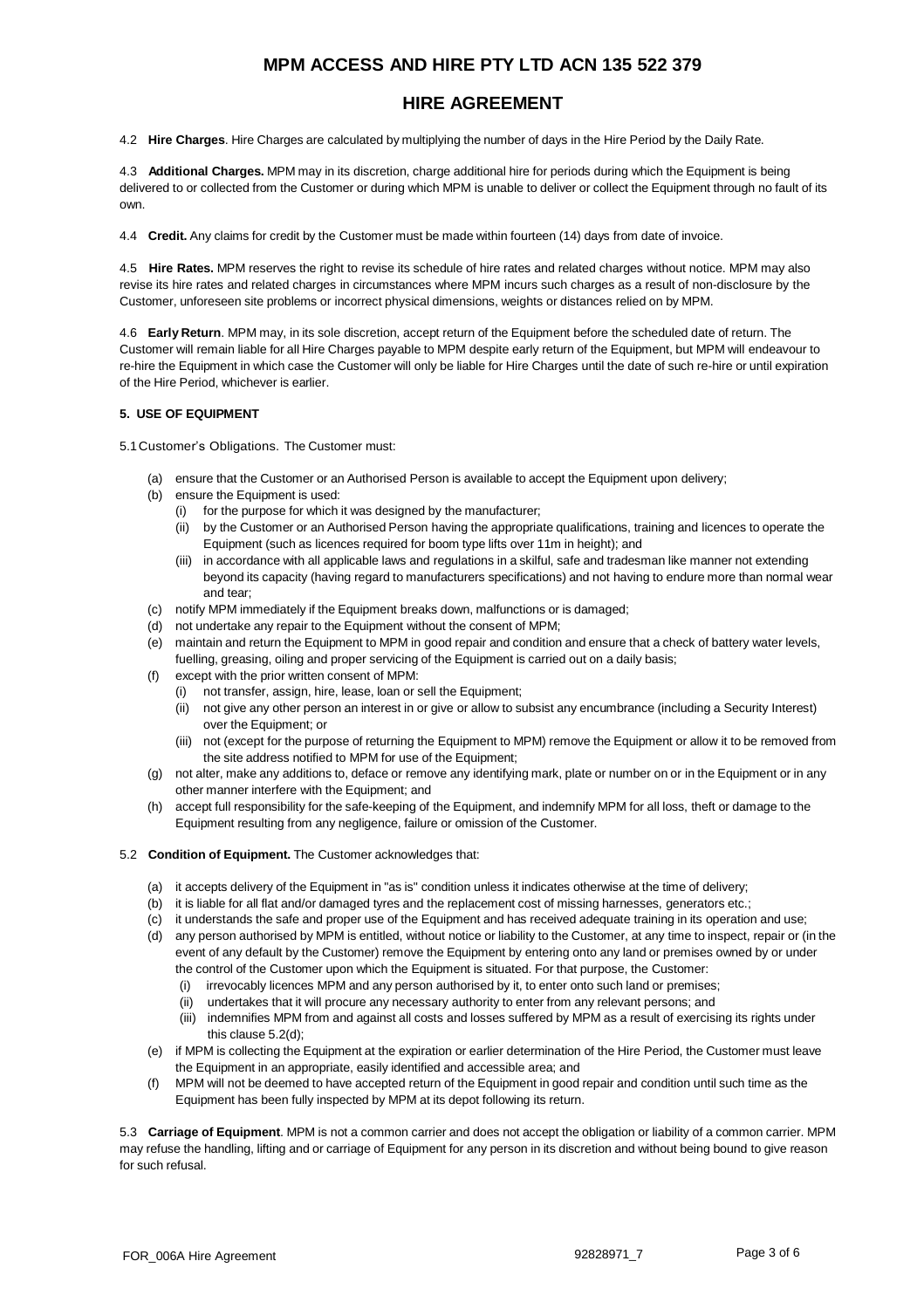# MPM ACCESS AND HIRE PTY LTD ACN 135 522 379

## HIRE AGREEMENT

4.2 **Hire Charges**. Hire Charges are calculated by multiplying the number of days in the Hire Period by the Daily Rate.

4.3 **Additional Charges.** MPM may in its discretion, charge additional hire for periods during which the Equipment is being delivered to or collected from the Customer or during which MPM is unable to deliver or collect the Equipment through no fault of its own.

4.4 **Credit.** Any claims for credit by the Customer must be made within fourteen (14) days from date of invoice.

4.5 **Hire Rates.** MPM reserves the right to revise its schedule of hire rates and related charges without notice. MPM may also revise its hire rates and related charges in circumstances where MPM incurs such charges as a result of non-disclosure by the Customer, unforeseen site problems or incorrect physical dimensions, weights or distances relied on by MPM.

4.6 **Early Return**. MPM may, in its sole discretion, accept return of the Equipment before the scheduled date of return. The Customer will remain liable for all Hire Charges payable to MPM despite early return of the Equipment, but MPM will endeavour to re-hire the Equipment in which case the Customer will only be liable for Hire Charges until the date of such re-hire or until expiration of the Hire Period, whichever is earlier.

### 5. USE OF EQUIPMENT

5.1 Customer's Obligations. The Customer must:

- (a) ensure that the Customer or an Authorised Person is available to accept the Equipment upon delivery;
- (b) ensure the Equipment is used:
  - (i) for the purpose for which it was designed by the manufacturer;
  - (ii) by the Customer or an Authorised Person having the appropriate qualifications, training and licences to operate the Equipment (such as licences required for boom type lifts over 11m in height); and
  - (iii) in accordance with all applicable laws and regulations in a skilful, safe and tradesman like manner not extending beyond its capacity (having regard to manufacturers specifications) and not having to endure more than normal wear and tear;
- (c) notify MPM immediately if the Equipment breaks down, malfunctions or is damaged;
- (d) not undertake any repair to the Equipment without the consent of MPM;
- (e) maintain and return the Equipment to MPM in good repair and condition and ensure that a check of battery water levels, fuelling, greasing, oiling and proper servicing of the Equipment is carried out on a daily basis;
- (f) except with the prior written consent of MPM:
  - (i) not transfer, assign, hire, lease, loan or sell the Equipment;
  - (ii) not give any other person an interest in or give or allow to subsist any encumbrance (including a Security Interest) over the Equipment; or
  - (iii) not (except for the purpose of returning the Equipment to MPM) remove the Equipment or allow it to be removed from the site address notified to MPM for use of the Equipment;
- (g) not alter, make any additions to, deface or remove any identifying mark, plate or number on or in the Equipment or in any other manner interfere with the Equipment; and
- (h) accept full responsibility for the safe-keeping of the Equipment, and indemnify MPM for all loss, theft or damage to the Equipment resulting from any negligence, failure or omission of the Customer.

5.2 **Condition of Equipment.** The Customer acknowledges that:

- (a) it accepts delivery of the Equipment in "as is" condition unless it indicates otherwise at the time of delivery;
- (b) it is liable for all flat and/or damaged tyres and the replacement cost of missing harnesses, generators etc.;
- (c) it understands the safe and proper use of the Equipment and has received adequate training in its operation and use;
- (d) any person authorised by MPM is entitled, without notice or liability to the Customer, at any time to inspect, repair or (in the event of any default by the Customer) remove the Equipment by entering onto any land or premises owned by or under the control of the Customer upon which the Equipment is situated. For that purpose, the Customer:
  - (i) irrevocably licences MPM and any person authorised by it, to enter onto such land or premises;
  - (ii) undertakes that it will procure any necessary authority to enter from any relevant persons; and
  - (iii) indemnifies MPM from and against all costs and losses suffered by MPM as a result of exercising its rights under this clause 5.2(d);
- (e) if MPM is collecting the Equipment at the expiration or earlier determination of the Hire Period, the Customer must leave the Equipment in an appropriate, easily identified and accessible area; and
- (f) MPM will not be deemed to have accepted return of the Equipment in good repair and condition until such time as the Equipment has been fully inspected by MPM at its depot following its return.

5.3 **Carriage of Equipment**. MPM is not a common carrier and does not accept the obligation or liability of a common carrier. MPM may refuse the handling, lifting and or carriage of Equipment for any person in its discretion and without being bound to give reason for such refusal.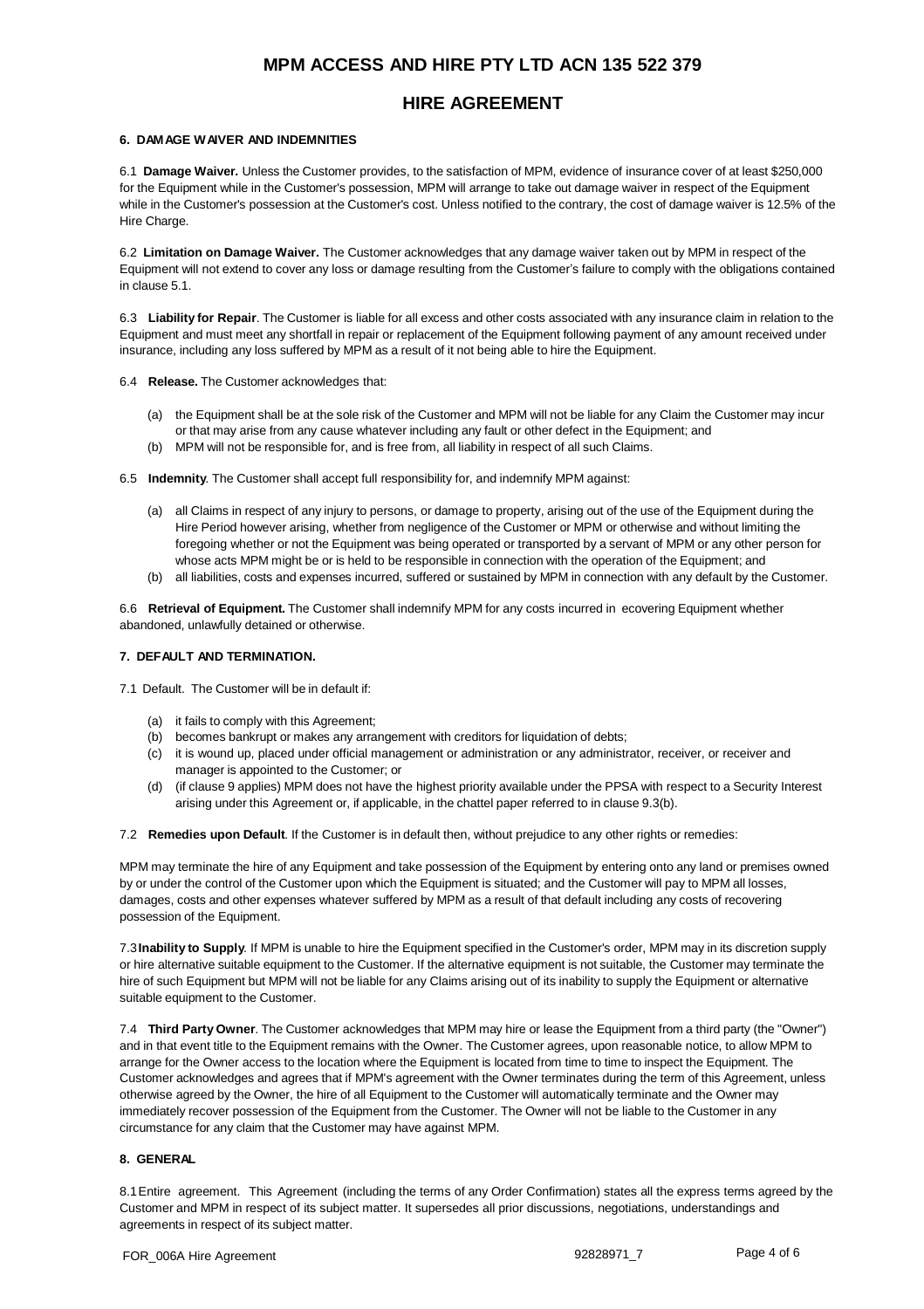# MPM ACCESS AND HIRE PTY LTD ACN 135 522 379

## HIRE AGREEMENT

### 6. DAMAGE WAIVER AND INDEMNITIES

6.1 **Damage Waiver.** Unless the Customer provides, to the satisfaction of MPM, evidence of insurance cover of at least $250,000 for the Equipment while in the Customer's possession, MPM will arrange to take out damage waiver in respect of the Equipment while in the Customer's possession at the Customer's cost. Unless notified to the contrary, the cost of damage waiver is 12.5% of the Hire Charge.

6.2 **Limitation on Damage Waiver.** The Customer acknowledges that any damage waiver taken out by MPM in respect of the Equipment will not extend to cover any loss or damage resulting from the Customer's failure to comply with the obligations contained in clause 5.1.

6.3 **Liability for Repair**. The Customer is liable for all excess and other costs associated with any insurance claim in relation to the Equipment and must meet any shortfall in repair or replacement of the Equipment following payment of any amount received under insurance, including any loss suffered by MPM as a result of it not being able to hire the Equipment.

6.4 **Release.** The Customer acknowledges that:

- (a) the Equipment shall be at the sole risk of the Customer and MPM will not be liable for any Claim the Customer may incur or that may arise from any cause whatever including any fault or other defect in the Equipment; and
- (b) MPM will not be responsible for, and is free from, all liability in respect of all such Claims.

6.5 **Indemnity**. The Customer shall accept full responsibility for, and indemnify MPM against:

- (a) all Claims in respect of any injury to persons, or damage to property, arising out of the use of the Equipment during the Hire Period however arising, whether from negligence of the Customer or MPM or otherwise and without limiting the foregoing whether or not the Equipment was being operated or transported by a servant of MPM or any other person for whose acts MPM might be or is held to be responsible in connection with the operation of the Equipment; and
- (b) all liabilities, costs and expenses incurred, suffered or sustained by MPM in connection with any default by the Customer.

6.6 **Retrieval of Equipment.** The Customer shall indemnify MPM for any costs incurred in ecovering Equipment whether abandoned, unlawfully detained or otherwise.

### 7. DEFAULT AND TERMINATION.

7.1 Default. The Customer will be in default if:

- (a) it fails to comply with this Agreement;
- (b) becomes bankrupt or makes any arrangement with creditors for liquidation of debts;
- (c) it is wound up, placed under official management or administration or any administrator, receiver, or receiver and manager is appointed to the Customer; or
- (d) (if clause 9 applies) MPM does not have the highest priority available under the PPSA with respect to a Security Interest arising under this Agreement or, if applicable, in the chattel paper referred to in clause 9.3(b).

7.2 **Remedies upon Default**. If the Customer is in default then, without prejudice to any other rights or remedies:

MPM may terminate the hire of any Equipment and take possession of the Equipment by entering onto any land or premises owned by or under the control of the Customer upon which the Equipment is situated; and the Customer will pay to MPM all losses, damages, costs and other expenses whatever suffered by MPM as a result of that default including any costs of recovering possession of the Equipment.

7.3 **Inability to Supply**. If MPM is unable to hire the Equipment specified in the Customer's order, MPM may in its discretion supply or hire alternative suitable equipment to the Customer. If the alternative equipment is not suitable, the Customer may terminate the hire of such Equipment but MPM will not be liable for any Claims arising out of its inability to supply the Equipment or alternative suitable equipment to the Customer.

7.4 **Third Party Owner**. The Customer acknowledges that MPM may hire or lease the Equipment from a third party (the "Owner") and in that event title to the Equipment remains with the Owner. The Customer agrees, upon reasonable notice, to allow MPM to arrange for the Owner access to the location where the Equipment is located from time to time to inspect the Equipment. The Customer acknowledges and agrees that if MPM's agreement with the Owner terminates during the term of this Agreement, unless otherwise agreed by the Owner, the hire of all Equipment to the Customer will automatically terminate and the Owner may immediately recover possession of the Equipment from the Customer. The Owner will not be liable to the Customer in any circumstance for any claim that the Customer may have against MPM.

### 8. GENERAL

8.1 Entire agreement. This Agreement (including the terms of any Order Confirmation) states all the express terms agreed by the Customer and MPM in respect of its subject matter. It supersedes all prior discussions, negotiations, understandings and agreements in respect of its subject matter.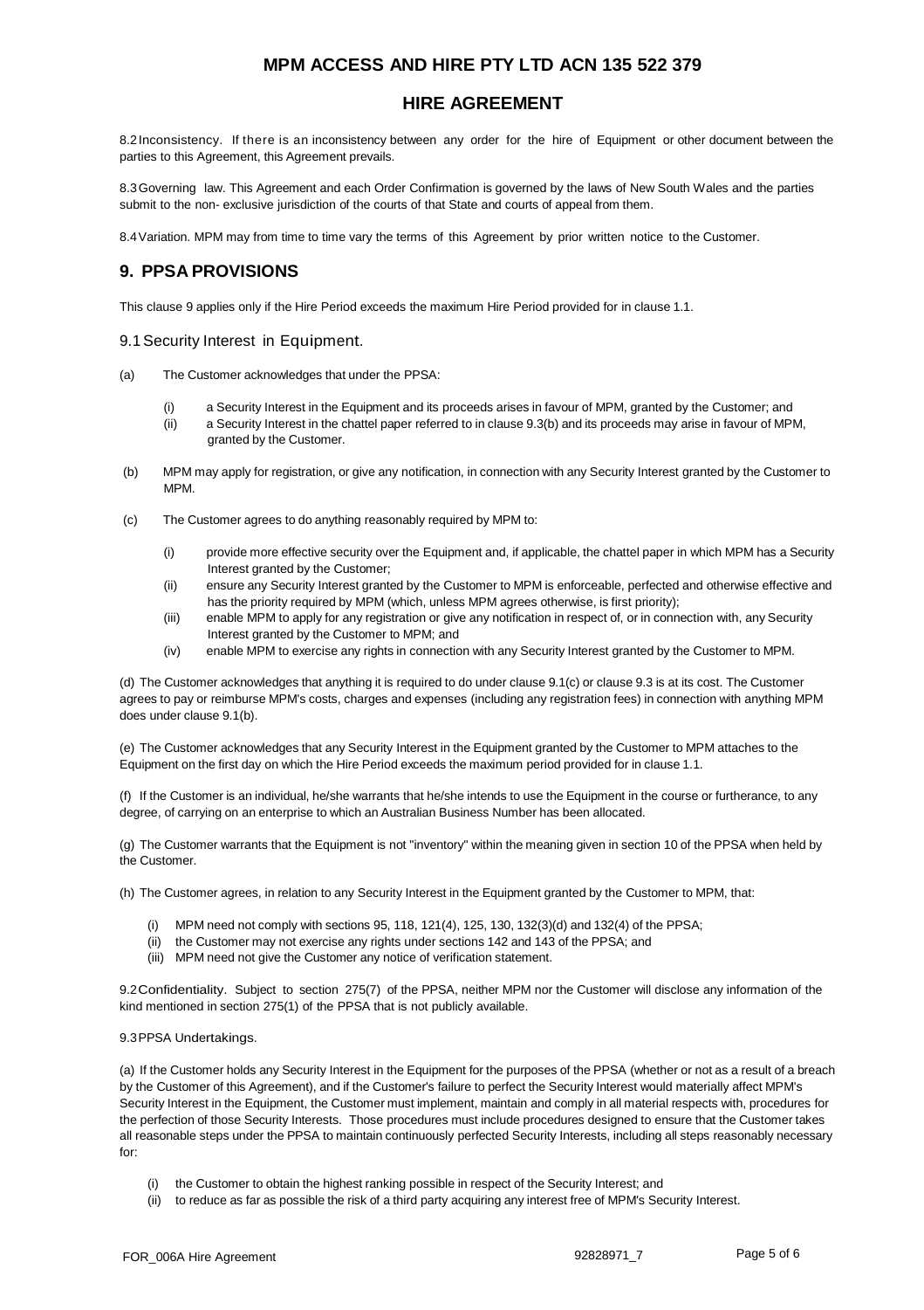8.2 Inconsistency. If there is an inconsistency between any order for the hire of Equipment or other document between the parties to this Agreement, this Agreement prevails.

8.3 Governing law. This Agreement and each Order Confirmation is governed by the laws of New South Wales and the parties submit to the non- exclusive jurisdiction of the courts of that State and courts of appeal from them.

8.4 Variation. MPM may from time to time vary the terms of this Agreement by prior written notice to the Customer.

## 9. PPSA PROVISIONS

This clause 9 applies only if the Hire Period exceeds the maximum Hire Period provided for in clause 1.1.

### 9.1 Security Interest in Equipment.

(a) The Customer acknowledges that under the PPSA:

- (i) a Security Interest in the Equipment and its proceeds arises in favour of MPM, granted by the Customer; and
- (ii) a Security Interest in the chattel paper referred to in clause 9.3(b) and its proceeds may arise in favour of MPM, granted by the Customer.

(b) MPM may apply for registration, or give any notification, in connection with any Security Interest granted by the Customer to MPM.

(c) The Customer agrees to do anything reasonably required by MPM to:

- (i) provide more effective security over the Equipment and, if applicable, the chattel paper in which MPM has a Security Interest granted by the Customer;
- (ii) ensure any Security Interest granted by the Customer to MPM is enforceable, perfected and otherwise effective and has the priority required by MPM (which, unless MPM agrees otherwise, is first priority);
- (iii) enable MPM to apply for any registration or give any notification in respect of, or in connection with, any Security Interest granted by the Customer to MPM; and
- (iv) enable MPM to exercise any rights in connection with any Security Interest granted by the Customer to MPM.

(d) The Customer acknowledges that anything it is required to do under clause 9.1(c) or clause 9.3 is at its cost. The Customer agrees to pay or reimburse MPM's costs, charges and expenses (including any registration fees) in connection with anything MPM does under clause 9.1(b).

(e) The Customer acknowledges that any Security Interest in the Equipment granted by the Customer to MPM attaches to the Equipment on the first day on which the Hire Period exceeds the maximum period provided for in clause 1.1.

(f) If the Customer is an individual, he/she warrants that he/she intends to use the Equipment in the course or furtherance, to any degree, of carrying on an enterprise to which an Australian Business Number has been allocated.

(g) The Customer warrants that the Equipment is not "inventory" within the meaning given in section 10 of the PPSA when held by the Customer.

(h) The Customer agrees, in relation to any Security Interest in the Equipment granted by the Customer to MPM, that:

- (i) MPM need not comply with sections 95, 118, 121(4), 125, 130, 132(3)(d) and 132(4) of the PPSA;
- (ii) the Customer may not exercise any rights under sections 142 and 143 of the PPSA; and
- (iii) MPM need not give the Customer any notice of verification statement.

9.2 Confidentiality. Subject to section 275(7) of the PPSA, neither MPM nor the Customer will disclose any information of the kind mentioned in section 275(1) of the PPSA that is not publicly available.

9.3 PPSA Undertakings.

(a) If the Customer holds any Security Interest in the Equipment for the purposes of the PPSA (whether or not as a result of a breach by the Customer of this Agreement), and if the Customer's failure to perfect the Security Interest would materially affect MPM's Security Interest in the Equipment, the Customer must implement, maintain and comply in all material respects with, procedures for the perfection of those Security Interests. Those procedures must include procedures designed to ensure that the Customer takes all reasonable steps under the PPSA to maintain continuously perfected Security Interests, including all steps reasonably necessary for:

- (i) the Customer to obtain the highest ranking possible in respect of the Security Interest; and
- (ii) to reduce as far as possible the risk of a third party acquiring any interest free of MPM's Security Interest.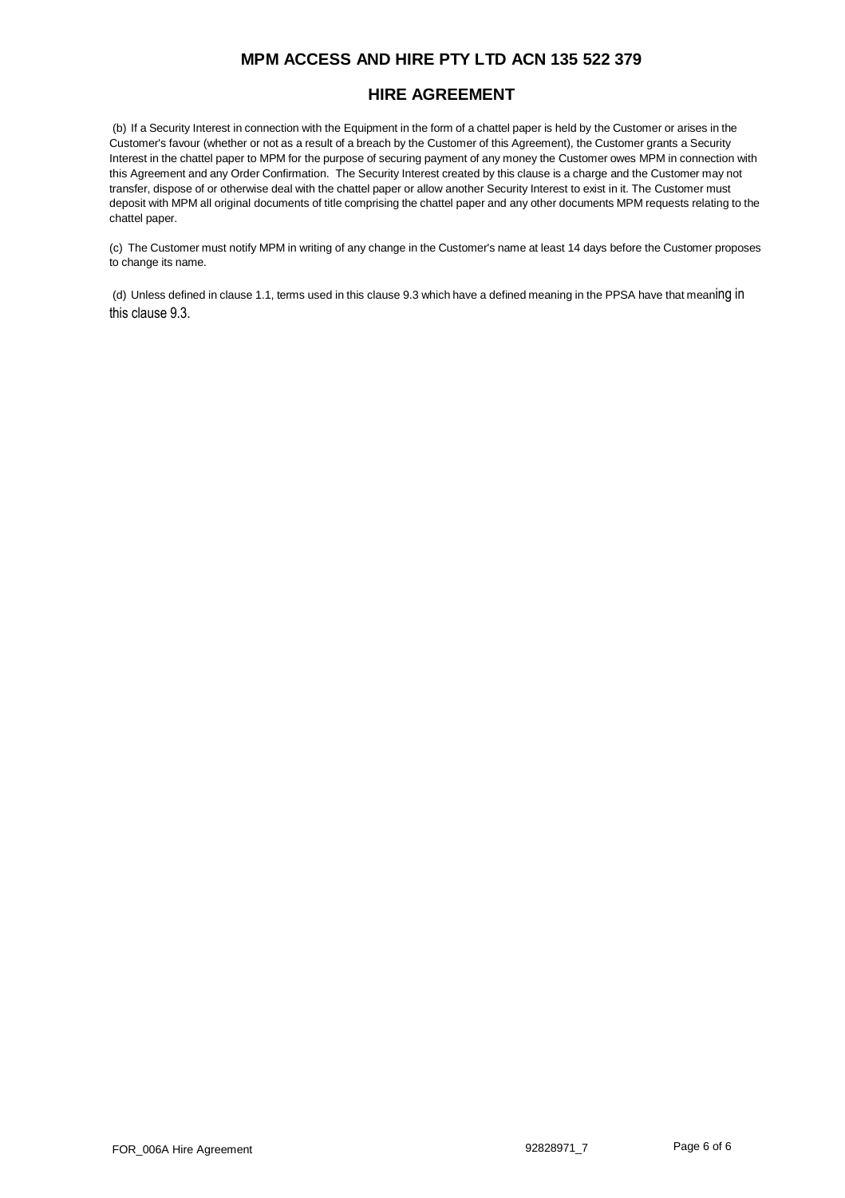# MPM ACCESS AND HIRE PTY LTD ACN 135 522 379

## HIRE AGREEMENT

(b) If a Security Interest in connection with the Equipment in the form of a chattel paper is held by the Customer or arises in the Customer's favour (whether or not as a result of a breach by the Customer of this Agreement), the Customer grants a Security Interest in the chattel paper to MPM for the purpose of securing payment of any money the Customer owes MPM in connection with this Agreement and any Order Confirmation. The Security Interest created by this clause is a charge and the Customer may not transfer, dispose of or otherwise deal with the chattel paper or allow another Security Interest to exist in it. The Customer must deposit with MPM all original documents of title comprising the chattel paper and any other documents MPM requests relating to the chattel paper.

(c) The Customer must notify MPM in writing of any change in the Customer's name at least 14 days before the Customer proposes to change its name.

(d) Unless defined in clause 1.1, terms used in this clause 9.3 which have a defined meaning in the PPSA have that meaning in this clause 9.3.